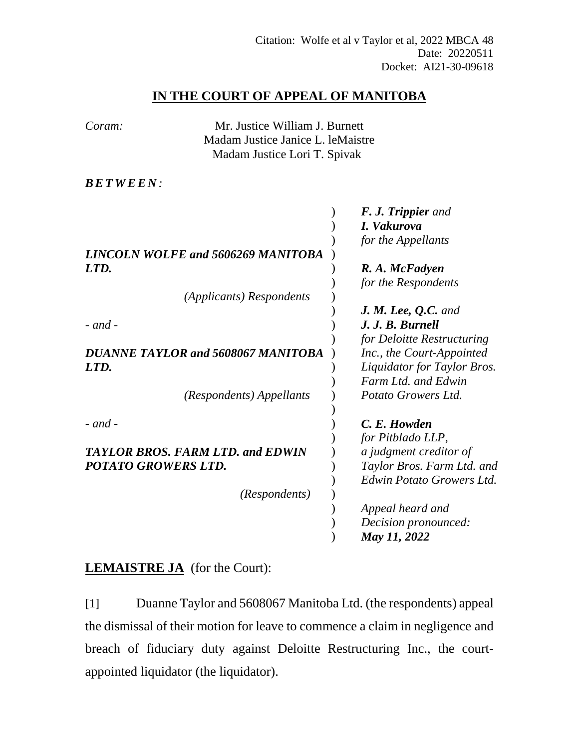Citation: Wolfe et al v Taylor et al, 2022 MBCA 48
Date: 20220511
Docket: AI21-30-09618

# IN THE COURT OF APPEAL OF MANITOBA

*Coram:* Mr. Justice William J. Burnett
Madam Justice Janice L. leMaistre
Madam Justice Lori T. Spivak

***B E T W E E N :***

| | |
|---|---|
| ***LINCOLN WOLFE and 5606269 MANITOBA LTD.*** | ***F. J. Trippier*** *and* ***I. Vakurova*** *for the Appellants* |
| *(Applicants) Respondents* | ***R. A. McFadyen*** *for the Respondents* |
| *- and -* | ***J. M. Lee, Q.C.*** *and* ***J. J. B. Burnell*** *for Deloitte Restructuring Inc., the Court-Appointed Liquidator for Taylor Bros. Farm Ltd. and Edwin Potato Growers Ltd.* |
| ***DUANNE TAYLOR and 5608067 MANITOBA LTD.*** | |
| *(Respondents) Appellants* | |
| *- and -* | ***C. E. Howden*** *for Pitblado LLP, a judgment creditor of Taylor Bros. Farm Ltd. and Edwin Potato Growers Ltd.* |
| ***TAYLOR BROS. FARM LTD. and EDWIN POTATO GROWERS LTD.*** | |
| *(Respondents)* | *Appeal heard and Decision pronounced:* ***May 11, 2022*** |

**LEMAISTRE JA** (for the Court):

[1] Duanne Taylor and 5608067 Manitoba Ltd. (the respondents) appeal the dismissal of their motion for leave to commence a claim in negligence and breach of fiduciary duty against Deloitte Restructuring Inc., the court-appointed liquidator (the liquidator).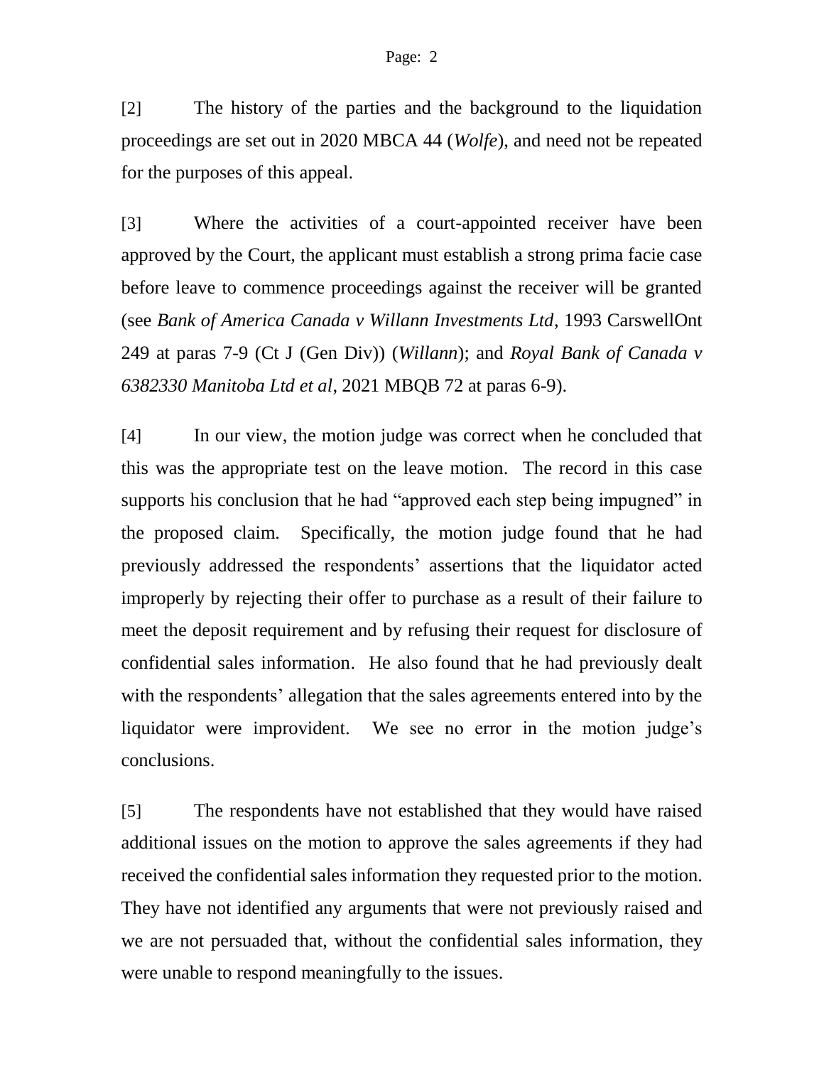[2] The history of the parties and the background to the liquidation proceedings are set out in 2020 MBCA 44 (*Wolfe*), and need not be repeated for the purposes of this appeal.

[3] Where the activities of a court-appointed receiver have been approved by the Court, the applicant must establish a strong prima facie case before leave to commence proceedings against the receiver will be granted (see *Bank of America Canada v Willann Investments Ltd*, 1993 CarswellOnt 249 at paras 7-9 (Ct J (Gen Div)) (*Willann*); and *Royal Bank of Canada v 6382330 Manitoba Ltd et al*, 2021 MBQB 72 at paras 6-9).

[4] In our view, the motion judge was correct when he concluded that this was the appropriate test on the leave motion. The record in this case supports his conclusion that he had "approved each step being impugned" in the proposed claim. Specifically, the motion judge found that he had previously addressed the respondents' assertions that the liquidator acted improperly by rejecting their offer to purchase as a result of their failure to meet the deposit requirement and by refusing their request for disclosure of confidential sales information. He also found that he had previously dealt with the respondents' allegation that the sales agreements entered into by the liquidator were improvident. We see no error in the motion judge's conclusions.

[5] The respondents have not established that they would have raised additional issues on the motion to approve the sales agreements if they had received the confidential sales information they requested prior to the motion. They have not identified any arguments that were not previously raised and we are not persuaded that, without the confidential sales information, they were unable to respond meaningfully to the issues.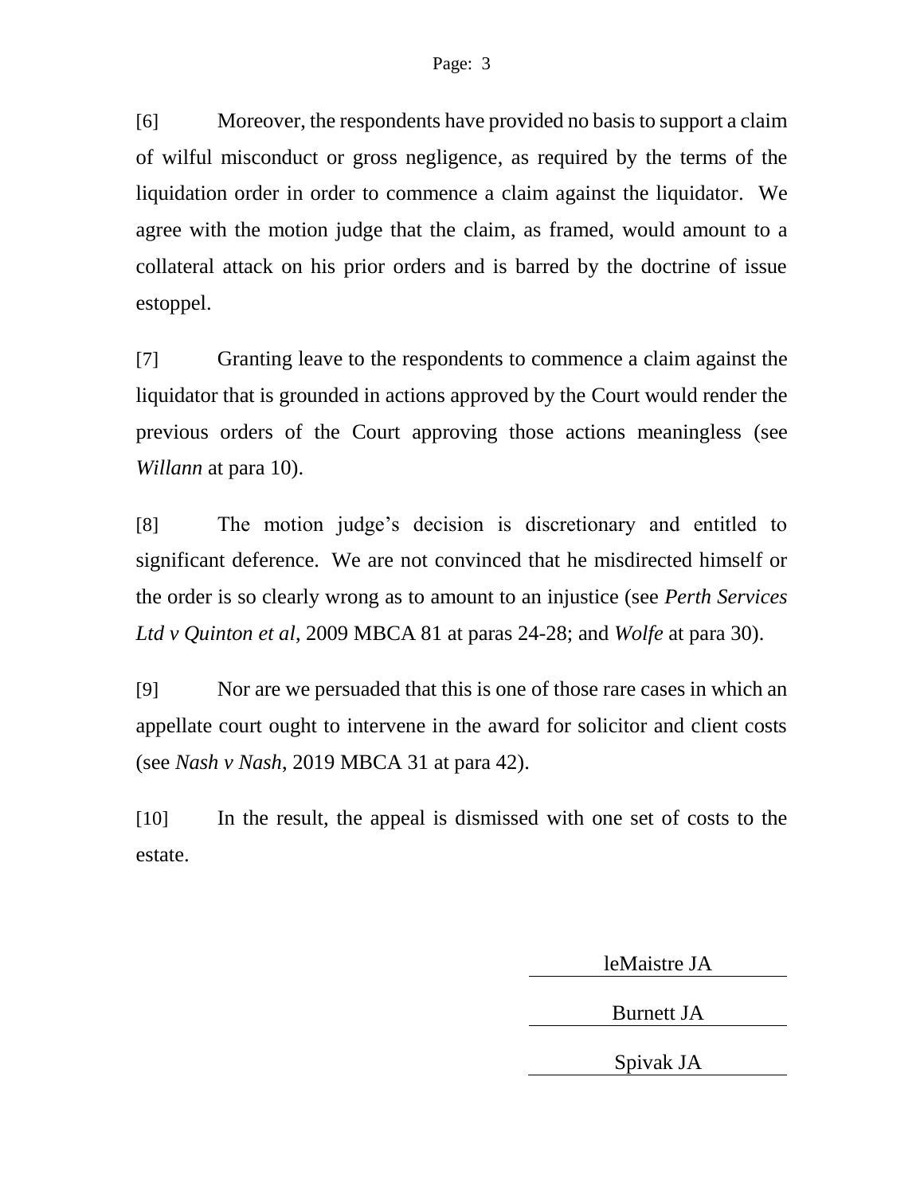[6] Moreover, the respondents have provided no basis to support a claim of wilful misconduct or gross negligence, as required by the terms of the liquidation order in order to commence a claim against the liquidator. We agree with the motion judge that the claim, as framed, would amount to a collateral attack on his prior orders and is barred by the doctrine of issue estoppel.

[7] Granting leave to the respondents to commence a claim against the liquidator that is grounded in actions approved by the Court would render the previous orders of the Court approving those actions meaningless (see *Willann* at para 10).

[8] The motion judge's decision is discretionary and entitled to significant deference. We are not convinced that he misdirected himself or the order is so clearly wrong as to amount to an injustice (see *Perth Services Ltd v Quinton et al*, 2009 MBCA 81 at paras 24-28; and *Wolfe* at para 30).

[9] Nor are we persuaded that this is one of those rare cases in which an appellate court ought to intervene in the award for solicitor and client costs (see *Nash v Nash*, 2019 MBCA 31 at para 42).

[10] In the result, the appeal is dismissed with one set of costs to the estate.

leMaistre JA

Burnett JA

Spivak JA